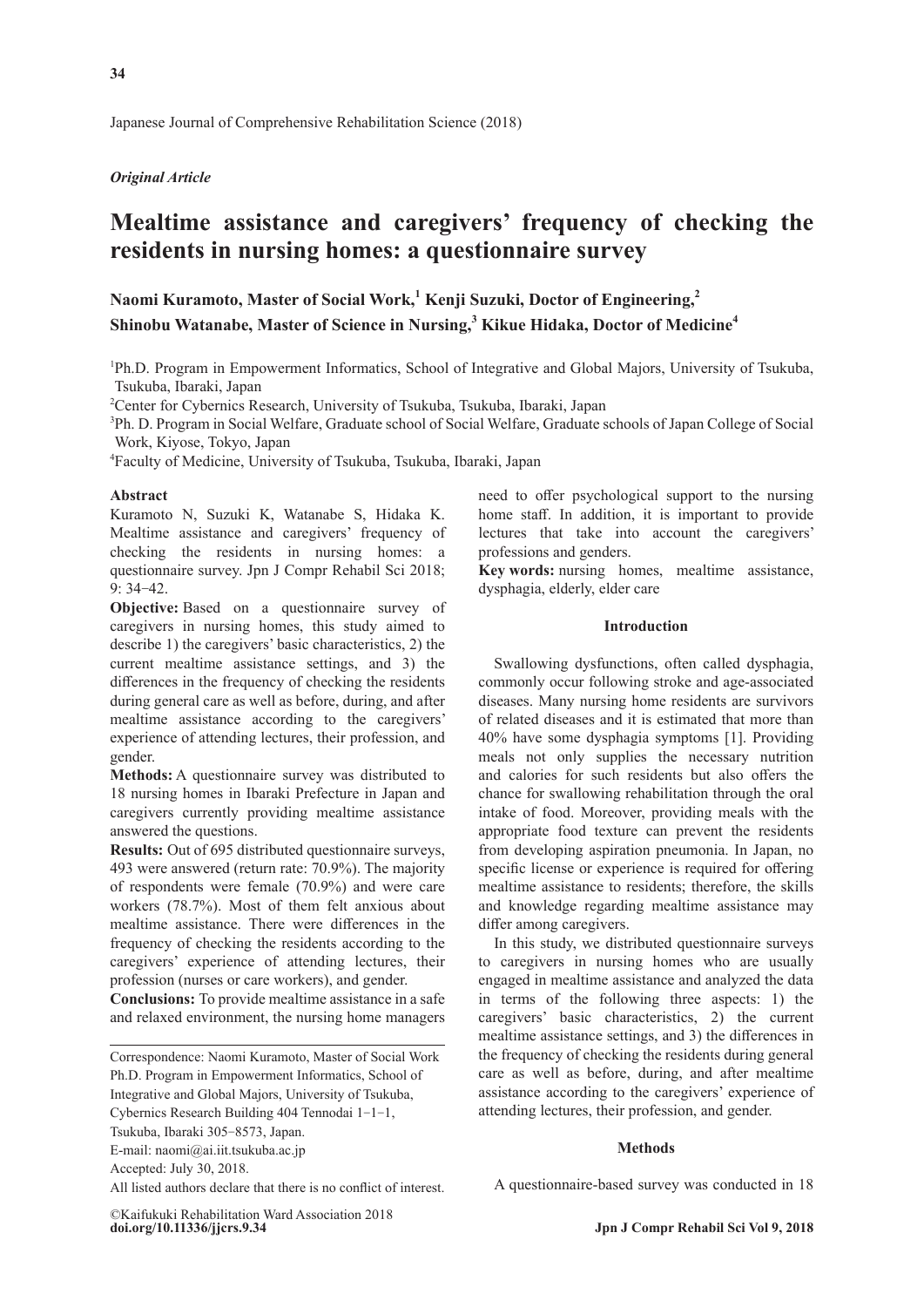*Original Article*

# Mealtime assistance and caregivers' frequency of checking the residents in nursing homes: a questionnaire survey

**Naomi Kuramoto, Master of Social Work,[1] Kenji Suzuki, Doctor of Engineering,[2] Shinobu Watanabe, Master of Science in Nursing,[3] Kikue Hidaka, Doctor of Medicine[4]**

[1]Ph.D. Program in Empowerment Informatics, School of Integrative and Global Majors, University of Tsukuba, Tsukuba, Ibaraki, Japan

[2]Center for Cybernics Research, University of Tsukuba, Tsukuba, Ibaraki, Japan

[3]Ph. D. Program in Social Welfare, Graduate school of Social Welfare, Graduate schools of Japan College of Social Work, Kiyose, Tokyo, Japan

[4]Faculty of Medicine, University of Tsukuba, Tsukuba, Ibaraki, Japan

## Abstract

Kuramoto N, Suzuki K, Watanabe S, Hidaka K. Mealtime assistance and caregivers' frequency of checking the residents in nursing homes: a questionnaire survey. Jpn J Compr Rehabil Sci 2018; 9: 34−42.

**Objective:** Based on a questionnaire survey of caregivers in nursing homes, this study aimed to describe 1) the caregivers' basic characteristics, 2) the current mealtime assistance settings, and 3) the differences in the frequency of checking the residents during general care as well as before, during, and after mealtime assistance according to the caregivers' experience of attending lectures, their profession, and gender.

**Methods:** A questionnaire survey was distributed to 18 nursing homes in Ibaraki Prefecture in Japan and caregivers currently providing mealtime assistance answered the questions.

**Results:** Out of 695 distributed questionnaire surveys, 493 were answered (return rate: 70.9%). The majority of respondents were female (70.9%) and were care workers (78.7%). Most of them felt anxious about mealtime assistance. There were differences in the frequency of checking the residents according to the caregivers' experience of attending lectures, their profession (nurses or care workers), and gender.

**Conclusions:** To provide mealtime assistance in a safe and relaxed environment, the nursing home managers need to offer psychological support to the nursing home staff. In addition, it is important to provide lectures that take into account the caregivers' professions and genders.

**Key words:** nursing homes, mealtime assistance, dysphagia, elderly, elder care

---

Correspondence: Naomi Kuramoto, Master of Social Work Ph.D. Program in Empowerment Informatics, School of Integrative and Global Majors, University of Tsukuba, Cybernics Research Building 404 Tennodai 1−1−1, Tsukuba, Ibaraki 305−8573, Japan.
E-mail: naomi@ai.iit.tsukuba.ac.jp
Accepted: July 30, 2018.
All listed authors declare that there is no conflict of interest.

©Kaifukuki Rehabilitation Ward Association 2018
**doi.org/10.11336/jjcrs.9.34**

## Introduction

Swallowing dysfunctions, often called dysphagia, commonly occur following stroke and age-associated diseases. Many nursing home residents are survivors of related diseases and it is estimated that more than 40% have some dysphagia symptoms [1]. Providing meals not only supplies the necessary nutrition and calories for such residents but also offers the chance for swallowing rehabilitation through the oral intake of food. Moreover, providing meals with the appropriate food texture can prevent the residents from developing aspiration pneumonia. In Japan, no specific license or experience is required for offering mealtime assistance to residents; therefore, the skills and knowledge regarding mealtime assistance may differ among caregivers.

In this study, we distributed questionnaire surveys to caregivers in nursing homes who are usually engaged in mealtime assistance and analyzed the data in terms of the following three aspects: 1) the caregivers' basic characteristics, 2) the current mealtime assistance settings, and 3) the differences in the frequency of checking the residents during general care as well as before, during, and after mealtime assistance according to the caregivers' experience of attending lectures, their profession, and gender.

## Methods

A questionnaire-based survey was conducted in 18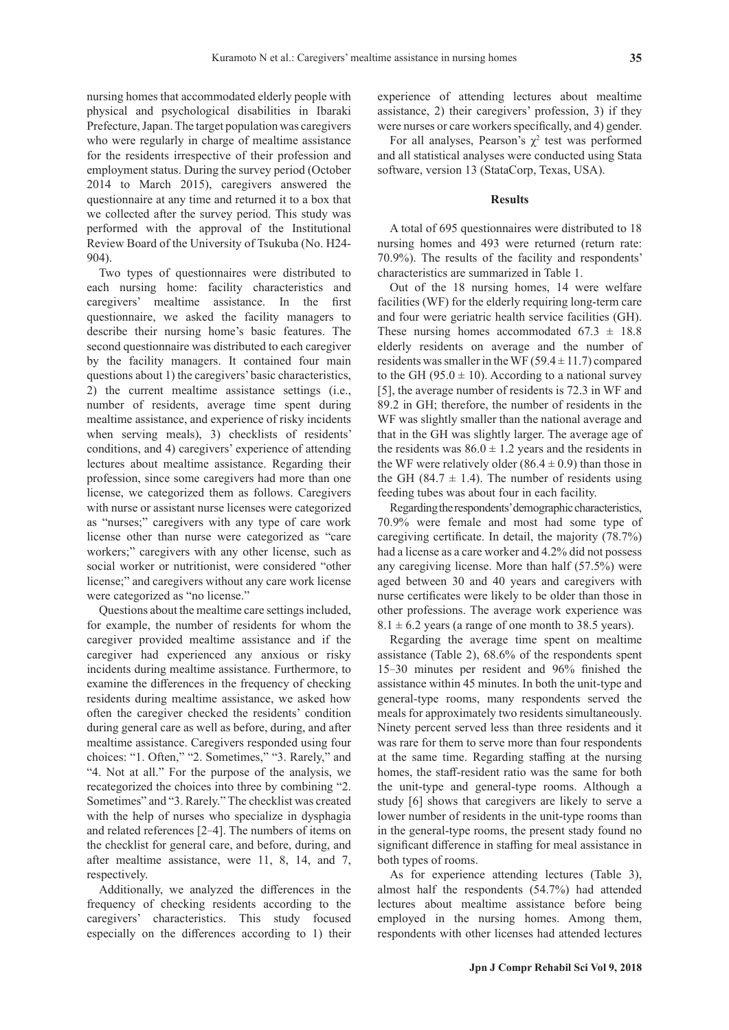nursing homes that accommodated elderly people with physical and psychological disabilities in Ibaraki Prefecture, Japan. The target population was caregivers who were regularly in charge of mealtime assistance for the residents irrespective of their profession and employment status. During the survey period (October 2014 to March 2015), caregivers answered the questionnaire at any time and returned it to a box that we collected after the survey period. This study was performed with the approval of the Institutional Review Board of the University of Tsukuba (No. H24-904).

Two types of questionnaires were distributed to each nursing home: facility characteristics and caregivers' mealtime assistance. In the first questionnaire, we asked the facility managers to describe their nursing home's basic features. The second questionnaire was distributed to each caregiver by the facility managers. It contained four main questions about 1) the caregivers' basic characteristics, 2) the current mealtime assistance settings (i.e., number of residents, average time spent during mealtime assistance, and experience of risky incidents when serving meals), 3) checklists of residents' conditions, and 4) caregivers' experience of attending lectures about mealtime assistance. Regarding their profession, since some caregivers had more than one license, we categorized them as follows. Caregivers with nurse or assistant nurse licenses were categorized as "nurses;" caregivers with any type of care work license other than nurse were categorized as "care workers;" caregivers with any other license, such as social worker or nutritionist, were considered "other license;" and caregivers without any care work license were categorized as "no license."

Questions about the mealtime care settings included, for example, the number of residents for whom the caregiver provided mealtime assistance and if the caregiver had experienced any anxious or risky incidents during mealtime assistance. Furthermore, to examine the differences in the frequency of checking residents during mealtime assistance, we asked how often the caregiver checked the residents' condition during general care as well as before, during, and after mealtime assistance. Caregivers responded using four choices: "1. Often," "2. Sometimes," "3. Rarely," and "4. Not at all." For the purpose of the analysis, we recategorized the choices into three by combining "2. Sometimes" and "3. Rarely." The checklist was created with the help of nurses who specialize in dysphagia and related references [2–4]. The numbers of items on the checklist for general care, and before, during, and after mealtime assistance, were 11, 8, 14, and 7, respectively.

Additionally, we analyzed the differences in the frequency of checking residents according to the caregivers' characteristics. This study focused especially on the differences according to 1) their experience of attending lectures about mealtime assistance, 2) their caregivers' profession, 3) if they were nurses or care workers specifically, and 4) gender.

For all analyses, Pearson's $\chi^2$ test was performed and all statistical analyses were conducted using Stata software, version 13 (StataCorp, Texas, USA).

## Results

A total of 695 questionnaires were distributed to 18 nursing homes and 493 were returned (return rate: 70.9%). The results of the facility and respondents' characteristics are summarized in Table 1.

Out of the 18 nursing homes, 14 were welfare facilities (WF) for the elderly requiring long-term care and four were geriatric health service facilities (GH). These nursing homes accommodated $67.3 \pm 18.8$ elderly residents on average and the number of residents was smaller in the WF ($59.4 \pm 11.7$) compared to the GH ($95.0 \pm 10$). According to a national survey [5], the average number of residents is 72.3 in WF and 89.2 in GH; therefore, the number of residents in the WF was slightly smaller than the national average and that in the GH was slightly larger. The average age of the residents was $86.0 \pm 1.2$ years and the residents in the WF were relatively older ($86.4 \pm 0.9$) than those in the GH ($84.7 \pm 1.4$). The number of residents using feeding tubes was about four in each facility.

Regarding the respondents' demographic characteristics, 70.9% were female and most had some type of caregiving certificate. In detail, the majority (78.7%) had a license as a care worker and 4.2% did not possess any caregiving license. More than half (57.5%) were aged between 30 and 40 years and caregivers with nurse certificates were likely to be older than those in other professions. The average work experience was $8.1 \pm 6.2$ years (a range of one month to 38.5 years).

Regarding the average time spent on mealtime assistance (Table 2), 68.6% of the respondents spent 15–30 minutes per resident and 96% finished the assistance within 45 minutes. In both the unit-type and general-type rooms, many respondents served the meals for approximately two residents simultaneously. Ninety percent served less than three residents and it was rare for them to serve more than four respondents at the same time. Regarding staffing at the nursing homes, the staff-resident ratio was the same for both the unit-type and general-type rooms. Although a study [6] shows that caregivers are likely to serve a lower number of residents in the unit-type rooms than in the general-type rooms, the present stady found no significant difference in staffing for meal assistance in both types of rooms.

As for experience attending lectures (Table 3), almost half the respondents (54.7%) had attended lectures about mealtime assistance before being employed in the nursing homes. Among them, respondents with other licenses had attended lectures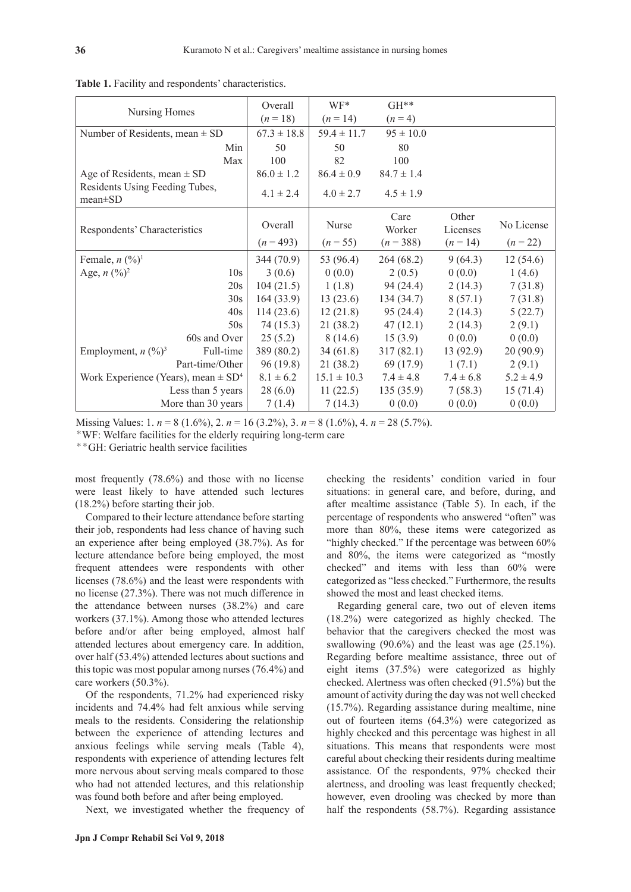**Table 1.** Facility and respondents' characteristics.

| Nursing Homes | Overall ($n$ = 18) | WF* ($n$ = 14) | GH** ($n$ = 4) | | |
|---|---|---|---|---|---|
| Number of Residents, mean ± SD | 67.3 ± 18.8 | 59.4 ± 11.7 | 95 ± 10.0 | | |
| Min | 50 | 50 | 80 | | |
| Max | 100 | 82 | 100 | | |
| Age of Residents, mean ± SD | 86.0 ± 1.2 | 86.4 ± 0.9 | 84.7 ± 1.4 | | |
| Residents Using Feeding Tubes, mean±SD | 4.1 ± 2.4 | 4.0 ± 2.7 | 4.5 ± 1.9 | | |
| **Respondents' Characteristics** | **Overall ($n$ = 493)** | **Nurse ($n$ = 55)** | **Care Worker ($n$ = 388)** | **Other Licenses ($n$ = 14)** | **No License ($n$ = 22)** |
| Female, $n$ (%)[1] | 344 (70.9) | 53 (96.4) | 264 (68.2) | 9 (64.3) | 12 (54.6) |
| Age, $n$ (%)[2] 10s | 3 (0.6) | 0 (0.0) | 2 (0.5) | 0 (0.0) | 1 (4.6) |
| 20s | 104 (21.5) | 1 (1.8) | 94 (24.4) | 2 (14.3) | 7 (31.8) |
| 30s | 164 (33.9) | 13 (23.6) | 134 (34.7) | 8 (57.1) | 7 (31.8) |
| 40s | 114 (23.6) | 12 (21.8) | 95 (24.4) | 2 (14.3) | 5 (22.7) |
| 50s | 74 (15.3) | 21 (38.2) | 47 (12.1) | 2 (14.3) | 2 (9.1) |
| 60s and Over | 25 (5.2) | 8 (14.6) | 15 (3.9) | 0 (0.0) | 0 (0.0) |
| Employment, $n$ (%)[3] Full-time | 389 (80.2) | 34 (61.8) | 317 (82.1) | 13 (92.9) | 20 (90.9) |
| Part-time/Other | 96 (19.8) | 21 (38.2) | 69 (17.9) | 1 (7.1) | 2 (9.1) |
| Work Experience (Years), mean ± SD[4] | 8.1 ± 6.2 | 15.1 ± 10.3 | 7.4 ± 4.8 | 7.4 ± 6.8 | 5.2 ± 4.9 |
| Less than 5 years | 28 (6.0) | 11 (22.5) | 135 (35.9) | 7 (58.3) | 15 (71.4) |
| More than 30 years | 7 (1.4) | 7 (14.3) | 0 (0.0) | 0 (0.0) | 0 (0.0) |

Missing Values: 1. $n$ = 8 (1.6%), 2. $n$ = 16 (3.2%), 3. $n$ = 8 (1.6%), 4. $n$ = 28 (5.7%).

*WF: Welfare facilities for the elderly requiring long-term care

**GH: Geriatric health service facilities

most frequently (78.6%) and those with no license were least likely to have attended such lectures (18.2%) before starting their job.

Compared to their lecture attendance before starting their job, respondents had less chance of having such an experience after being employed (38.7%). As for lecture attendance before being employed, the most frequent attendees were respondents with other licenses (78.6%) and the least were respondents with no license (27.3%). There was not much difference in the attendance between nurses (38.2%) and care workers (37.1%). Among those who attended lectures before and/or after being employed, almost half attended lectures about emergency care. In addition, over half (53.4%) attended lectures about suctions and this topic was most popular among nurses (76.4%) and care workers (50.3%).

Of the respondents, 71.2% had experienced risky incidents and 74.4% had felt anxious while serving meals to the residents. Considering the relationship between the experience of attending lectures and anxious feelings while serving meals (Table 4), respondents with experience of attending lectures felt more nervous about serving meals compared to those who had not attended lectures, and this relationship was found both before and after being employed.

Next, we investigated whether the frequency of checking the residents' condition varied in four situations: in general care, and before, during, and after mealtime assistance (Table 5). In each, if the percentage of respondents who answered "often" was more than 80%, these items were categorized as "highly checked." If the percentage was between 60% and 80%, the items were categorized as "mostly checked" and items with less than 60% were categorized as "less checked." Furthermore, the results showed the most and least checked items.

Regarding general care, two out of eleven items (18.2%) were categorized as highly checked. The behavior that the caregivers checked the most was swallowing (90.6%) and the least was age (25.1%). Regarding before mealtime assistance, three out of eight items (37.5%) were categorized as highly checked. Alertness was often checked (91.5%) but the amount of activity during the day was not well checked (15.7%). Regarding assistance during mealtime, nine out of fourteen items (64.3%) were categorized as highly checked and this percentage was highest in all situations. This means that respondents were most careful about checking their residents during mealtime assistance. Of the respondents, 97% checked their alertness, and drooling was least frequently checked; however, even drooling was checked by more than half the respondents (58.7%). Regarding assistance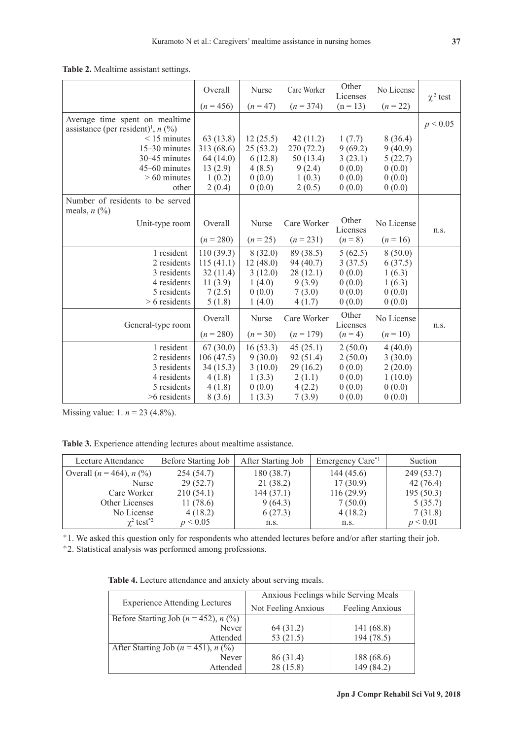**Table 2.** Mealtime assistant settings.

| | Overall ($n$ = 456) | Nurse ($n$ = 47) | Care Worker ($n$ = 374) | Other Licenses (n = 13) | No License ($n$ = 22) | $\chi^2$ test |
|---|---|---|---|---|---|---|
| Average time spent on mealtime assistance (per resident)[1], $n$ (%) | | | | | | $p < 0.05$ |
| < 15 minutes | 63 (13.8) | 12 (25.5) | 42 (11.2) | 1 (7.7) | 8 (36.4) | |
| 15–30 minutes | 313 (68.6) | 25 (53.2) | 270 (72.2) | 9 (69.2) | 9 (40.9) | |
| 30–45 minutes | 64 (14.0) | 6 (12.8) | 50 (13.4) | 3 (23.1) | 5 (22.7) | |
| 45–60 minutes | 13 (2.9) | 4 (8.5) | 9 (2.4) | 0 (0.0) | 0 (0.0) | |
| > 60 minutes | 1 (0.2) | 0 (0.0) | 1 (0.3) | 0 (0.0) | 0 (0.0) | |
| other | 2 (0.4) | 0 (0.0) | 2 (0.5) | 0 (0.0) | 0 (0.0) | |
| Number of residents to be served meals, $n$ (%) | | | | | | |
| Unit-type room | Overall ($n$ = 280) | Nurse ($n$ = 25) | Care Worker ($n$ = 231) | Other Licenses ($n$ = 8) | No License ($n$ = 16) | n.s. |
| 1 resident | 110 (39.3) | 8 (32.0) | 89 (38.5) | 5 (62.5) | 8 (50.0) | |
| 2 residents | 115 (41.1) | 12 (48.0) | 94 (40.7) | 3 (37.5) | 6 (37.5) | |
| 3 residents | 32 (11.4) | 3 (12.0) | 28 (12.1) | 0 (0.0) | 1 (6.3) | |
| 4 residents | 11 (3.9) | 1 (4.0) | 9 (3.9) | 0 (0.0) | 1 (6.3) | |
| 5 residents | 7 (2.5) | 0 (0.0) | 7 (3.0) | 0 (0.0) | 0 (0.0) | |
| > 6 residents | 5 (1.8) | 1 (4.0) | 4 (1.7) | 0 (0.0) | 0 (0.0) | |
| General-type room | Overall ($n$ = 280) | Nurse ($n$ = 30) | Care Worker ($n$ = 179) | Other Licenses ($n$ = 4) | No License ($n$ = 10) | n.s. |
| 1 resident | 67 (30.0) | 16 (53.3) | 45 (25.1) | 2 (50.0) | 4 (40.0) | |
| 2 residents | 106 (47.5) | 9 (30.0) | 92 (51.4) | 2 (50.0) | 3 (30.0) | |
| 3 residents | 34 (15.3) | 3 (10.0) | 29 (16.2) | 0 (0.0) | 2 (20.0) | |
| 4 residents | 4 (1.8) | 1 (3.3) | 2 (1.1) | 0 (0.0) | 1 (10.0) | |
| 5 residents | 4 (1.8) | 0 (0.0) | 4 (2.2) | 0 (0.0) | 0 (0.0) | |
| >6 residents | 8 (3.6) | 1 (3.3) | 7 (3.9) | 0 (0.0) | 0 (0.0) | |

Missing value: 1. $n$ = 23 (4.8%).

**Table 3.** Experience attending lectures about mealtime assistance.

| Lecture Attendance | Before Starting Job | After Starting Job | Emergency Care*1 | Suction |
|---|---|---|---|---|
| Overall ($n$ = 464), $n$ (%) | 254 (54.7) | 180 (38.7) | 144 (45.6) | 249 (53.7) |
| Nurse | 29 (52.7) | 21 (38.2) | 17 (30.9) | 42 (76.4) |
| Care Worker | 210 (54.1) | 144 (37.1) | 116 (29.9) | 195 (50.3) |
| Other Licenses | 11 (78.6) | 9 (64.3) | 7 (50.0) | 5 (35.7) |
| No License | 4 (18.2) | 6 (27.3) | 4 (18.2) | 7 (31.8) |
| $\chi^2$ test*2 | $p < 0.05$ | n.s. | n.s. | $p < 0.01$ |

*1. We asked this question only for respondents who attended lectures before and/or after starting their job.
*2. Statistical analysis was performed among professions.

**Table 4.** Lecture attendance and anxiety about serving meals.

| Experience Attending Lectures | Anxious Feelings while Serving Meals | |
|---|---|---|
| | Not Feeling Anxious | Feeling Anxious |
| Before Starting Job ($n$ = 452), $n$ (%) | | |
| Never | 64 (31.2) | 141 (68.8) |
| Attended | 53 (21.5) | 194 (78.5) |
| After Starting Job ($n$ = 451), $n$ (%) | | |
| Never | 86 (31.4) | 188 (68.6) |
| Attended | 28 (15.8) | 149 (84.2) |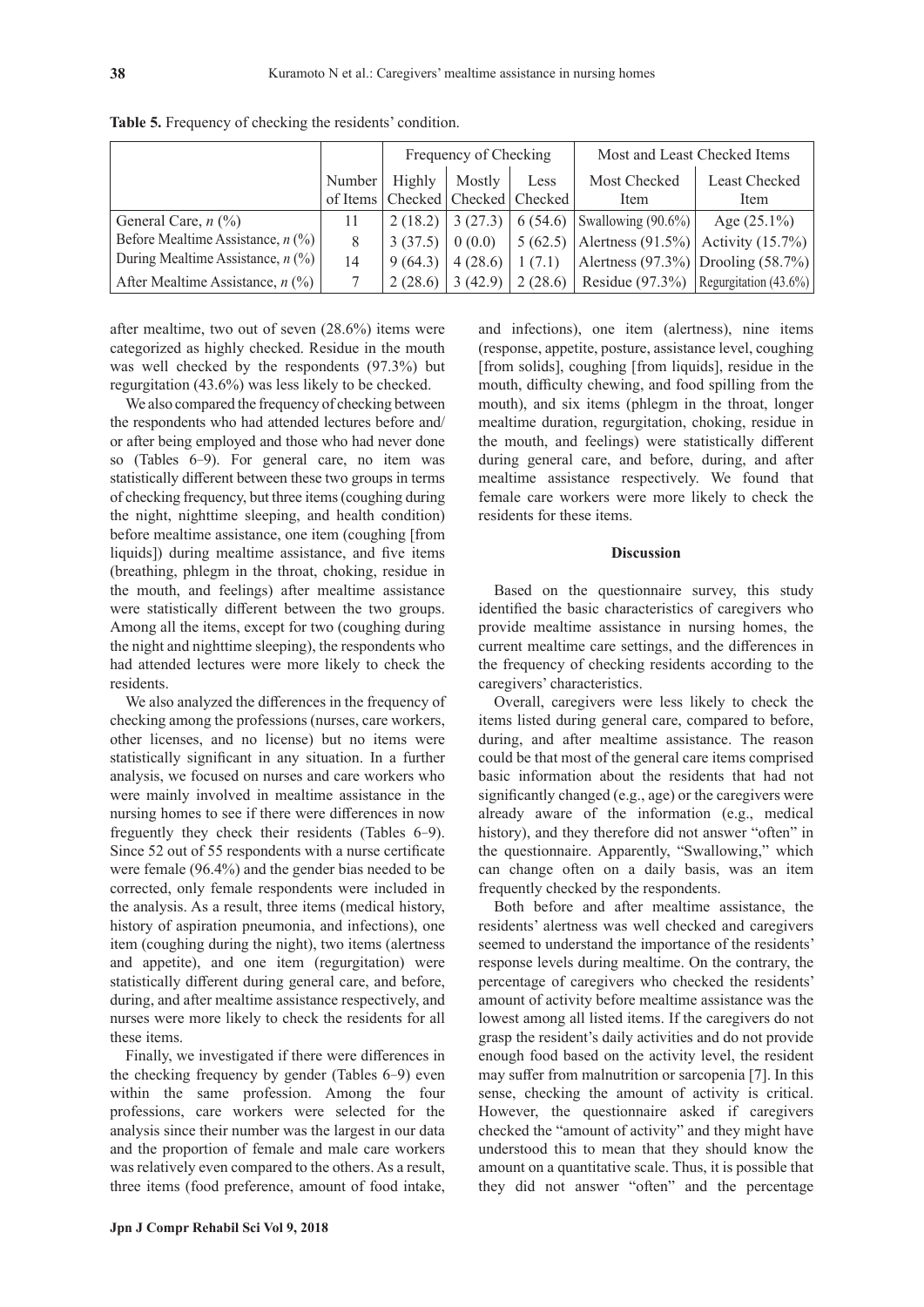**Table 5.** Frequency of checking the residents' condition.

| | | Frequency of Checking | | | Most and Least Checked Items | |
|---|---|---|---|---|---|---|
| | Number of Items | Highly Checked | Mostly Checked | Less Checked | Most Checked Item | Least Checked Item |
| General Care, *n* (%) | 11 | 2 (18.2) | 3 (27.3) | 6 (54.6) | Swallowing (90.6%) | Age (25.1%) |
| Before Mealtime Assistance, *n* (%) | 8 | 3 (37.5) | 0 (0.0) | 5 (62.5) | Alertness (91.5%) | Activity (15.7%) |
| During Mealtime Assistance, *n* (%) | 14 | 9 (64.3) | 4 (28.6) | 1 (7.1) | Alertness (97.3%) | Drooling (58.7%) |
| After Mealtime Assistance, *n* (%) | 7 | 2 (28.6) | 3 (42.9) | 2 (28.6) | Residue (97.3%) | Regurgitation (43.6%) |

after mealtime, two out of seven (28.6%) items were categorized as highly checked. Residue in the mouth was well checked by the respondents (97.3%) but regurgitation (43.6%) was less likely to be checked.

We also compared the frequency of checking between the respondents who had attended lectures before and/or after being employed and those who had never done so (Tables 6–9). For general care, no item was statistically different between these two groups in terms of checking frequency, but three items (coughing during the night, nighttime sleeping, and health condition) before mealtime assistance, one item (coughing [from liquids]) during mealtime assistance, and five items (breathing, phlegm in the throat, choking, residue in the mouth, and feelings) after mealtime assistance were statistically different between the two groups. Among all the items, except for two (coughing during the night and nighttime sleeping), the respondents who had attended lectures were more likely to check the residents.

We also analyzed the differences in the frequency of checking among the professions (nurses, care workers, other licenses, and no license) but no items were statistically significant in any situation. In a further analysis, we focused on nurses and care workers who were mainly involved in mealtime assistance in the nursing homes to see if there were differences in how freguently they check their residents (Tables 6–9). Since 52 out of 55 respondents with a nurse certificate were female (96.4%) and the gender bias needed to be corrected, only female respondents were included in the analysis. As a result, three items (medical history, history of aspiration pneumonia, and infections), one item (coughing during the night), two items (alertness and appetite), and one item (regurgitation) were statistically different during general care, and before, during, and after mealtime assistance respectively, and nurses were more likely to check the residents for all these items.

Finally, we investigated if there were differences in the checking frequency by gender (Tables 6–9) even within the same profession. Among the four professions, care workers were selected for the analysis since their number was the largest in our data and the proportion of female and male care workers was relatively even compared to the others. As a result, three items (food preference, amount of food intake, and infections), one item (alertness), nine items (response, appetite, posture, assistance level, coughing [from solids], coughing [from liquids], residue in the mouth, difficulty chewing, and food spilling from the mouth), and six items (phlegm in the throat, longer mealtime duration, regurgitation, choking, residue in the mouth, and feelings) were statistically different during general care, and before, during, and after mealtime assistance respectively. We found that female care workers were more likely to check the residents for these items.

## Discussion

Based on the questionnaire survey, this study identified the basic characteristics of caregivers who provide mealtime assistance in nursing homes, the current mealtime care settings, and the differences in the frequency of checking residents according to the caregivers' characteristics.

Overall, caregivers were less likely to check the items listed during general care, compared to before, during, and after mealtime assistance. The reason could be that most of the general care items comprised basic information about the residents that had not significantly changed (e.g., age) or the caregivers were already aware of the information (e.g., medical history), and they therefore did not answer "often" in the questionnaire. Apparently, "Swallowing," which can change often on a daily basis, was an item frequently checked by the respondents.

Both before and after mealtime assistance, the residents' alertness was well checked and caregivers seemed to understand the importance of the residents' response levels during mealtime. On the contrary, the percentage of caregivers who checked the residents' amount of activity before mealtime assistance was the lowest among all listed items. If the caregivers do not grasp the resident's daily activities and do not provide enough food based on the activity level, the resident may suffer from malnutrition or sarcopenia [7]. In this sense, checking the amount of activity is critical. However, the questionnaire asked if caregivers checked the "amount of activity" and they might have understood this to mean that they should know the amount on a quantitative scale. Thus, it is possible that they did not answer "often" and the percentage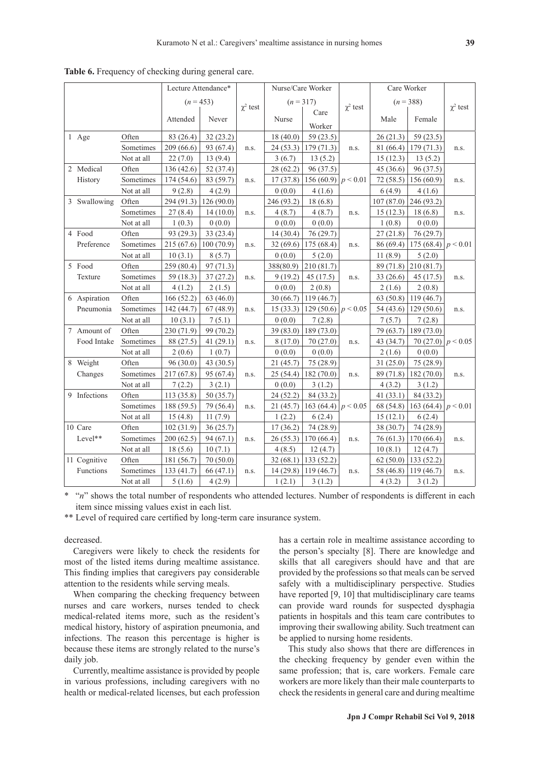**Table 6.** Frequency of checking during general care.

| | | Lecture Attendance* ($n$ = 453) | | $\chi^2$ test | Nurse/Care Worker ($n$ = 317) | | $\chi^2$ test | Care Worker ($n$ = 388) | | $\chi^2$ test |
|---|---|---|---|---|---|---|---|---|---|---|
| | | Attended | Never | | Nurse | Care Worker | | Male | Female | |
| 1 Age | Often | 83 (26.4) | 32 (23.2) | n.s. | 18 (40.0) | 59 (23.5) | n.s. | 26 (21.3) | 59 (23.5) | n.s. |
| | Sometimes | 209 (66.6) | 93 (67.4) | | 24 (53.3) | 179 (71.3) | | 81 (66.4) | 179 (71.3) | |
| | Not at all | 22 (7.0) | 13 (9.4) | | 3 (6.7) | 13 (5.2) | | 15 (12.3) | 13 (5.2) | |
| 2 Medical History | Often | 136 (42.6) | 52 (37.4) | n.s. | 28 (62.2) | 96 (37.5) | $p < 0.01$ | 45 (36.6) | 96 (37.5) | n.s. |
| | Sometimes | 174 (54.6) | 83 (59.7) | | 17 (37.8) | 156 (60.9) | | 72 (58.5) | 156 (60.9) | |
| | Not at all | 9 (2.8) | 4 (2.9) | | 0 (0.0) | 4 (1.6) | | 6 (4.9) | 4 (1.6) | |
| 3 Swallowing | Often | 294 (91.3) | 126 (90.0) | n.s. | 246 (93.2) | 18 (6.8) | n.s. | 107 (87.0) | 246 (93.2) | n.s. |
| | Sometimes | 27 (8.4) | 14 (10.0) | | 4 (8.7) | 4 (8.7) | | 15 (12.3) | 18 (6.8) | |
| | Not at all | 1 (0.3) | 0 (0.0) | | 0 (0.0) | 0 (0.0) | | 1 (0.8) | 0 (0.0) | |
| 4 Food Preference | Often | 93 (29.3) | 33 (23.4) | n.s. | 14 (30.4) | 76 (29.7) | n.s. | 27 (21.8) | 76 (29.7) | $p < 0.01$ |
| | Sometimes | 215 (67.6) | 100 (70.9) | | 32 (69.6) | 175 (68.4) | | 86 (69.4) | 175 (68.4) | |
| | Not at all | 10 (3.1) | 8 (5.7) | | 0 (0.0) | 5 (2.0) | | 11 (8.9) | 5 (2.0) | |
| 5 Food Texture | Often | 259 (80.4) | 97 (71.3) | n.s. | 388(80.9) | 210 (81.7) | n.s. | 89 (71.8) | 210 (81.7) | n.s. |
| | Sometimes | 59 (18.3) | 37 (27.2) | | 9 (19.2) | 45 (17.5) | | 33 (26.6) | 45 (17.5) | |
| | Not at all | 4 (1.2) | 2 (1.5) | | 0 (0.0) | 2 (0.8) | | 2 (1.6) | 2 (0.8) | |
| 6 Aspiration Pneumonia | Often | 166 (52.2) | 63 (46.0) | n.s. | 30 (66.7) | 119 (46.7) | $p < 0.05$ | 63 (50.8) | 119 (46.7) | n.s. |
| | Sometimes | 142 (44.7) | 67 (48.9) | | 15 (33.3) | 129 (50.6) | | 54 (43.6) | 129 (50.6) | |
| | Not at all | 10 (3.1) | 7 (5.1) | | 0 (0.0) | 7 (2.8) | | 7 (5.7) | 7 (2.8) | |
| 7 Amount of Food Intake | Often | 230 (71.9) | 99 (70.2) | n.s. | 39 (83.0) | 189 (73.0) | n.s. | 79 (63.7) | 189 (73.0) | $p < 0.05$ |
| | Sometimes | 88 (27.5) | 41 (29.1) | | 8 (17.0) | 70 (27.0) | | 43 (34.7) | 70 (27.0) | |
| | Not at all | 2 (0.6) | 1 (0.7) | | 0 (0.0) | 0 (0.0) | | 2 (1.6) | 0 (0.0) | |
| 8 Weight Changes | Often | 96 (30.0) | 43 (30.5) | n.s. | 21 (45.7) | 75 (28.9) | n.s. | 31 (25.0) | 75 (28.9) | n.s. |
| | Sometimes | 217 (67.8) | 95 (67.4) | | 25 (54.4) | 182 (70.0) | | 89 (71.8) | 182 (70.0) | |
| | Not at all | 7 (2.2) | 3 (2.1) | | 0 (0.0) | 3 (1.2) | | 4 (3.2) | 3 (1.2) | |
| 9 Infections | Often | 113 (35.8) | 50 (35.7) | n.s. | 24 (52.2) | 84 (33.2) | $p < 0.05$ | 41 (33.1) | 84 (33.2) | $p < 0.01$ |
| | Sometimes | 188 (59.5) | 79 (56.4) | | 21 (45.7) | 163 (64.4) | | 68 (54.8) | 163 (64.4) | |
| | Not at all | 15 (4.8) | 11 (7.9) | | 1 (2.2) | 6 (2.4) | | 15 (12.1) | 6 (2.4) | |
| 10 Care Level** | Often | 102 (31.9) | 36 (25.7) | n.s. | 17 (36.2) | 74 (28.9) | n.s. | 38 (30.7) | 74 (28.9) | n.s. |
| | Sometimes | 200 (62.5) | 94 (67.1) | | 26 (55.3) | 170 (66.4) | | 76 (61.3) | 170 (66.4) | |
| | Not at all | 18 (5.6) | 10 (7.1) | | 4 (8.5) | 12 (4.7) | | 10 (8.1) | 12 (4.7) | |
| 11 Cognitive Functions | Often | 181 (56.7) | 70 (50.0) | n.s. | 32 (68.1) | 133 (52.2) | n.s. | 62 (50.0) | 133 (52.2) | n.s. |
| | Sometimes | 133 (41.7) | 66 (47.1) | | 14 (29.8) | 119 (46.7) | | 58 (46.8) | 119 (46.7) | |
| | Not at all | 5 (1.6) | 4 (2.9) | | 1 (2.1) | 3 (1.2) | | 4 (3.2) | 3 (1.2) | |

\* "$n$" shows the total number of respondents who attended lectures. Number of respondents is different in each item since missing values exist in each list.
\*\* Level of required care certified by long-term care insurance system.

decreased.

Caregivers were likely to check the residents for most of the listed items during mealtime assistance. This finding implies that caregivers pay considerable attention to the residents while serving meals.

When comparing the checking frequency between nurses and care workers, nurses tended to check medical-related items more, such as the resident's medical history, history of aspiration pneumonia, and infections. The reason this percentage is higher is because these items are strongly related to the nurse's daily job.

Currently, mealtime assistance is provided by people in various professions, including caregivers with no health or medical-related licenses, but each profession has a certain role in mealtime assistance according to the person's specialty [8]. There are knowledge and skills that all caregivers should have and that are provided by the professions so that meals can be served safely with a multidisciplinary perspective. Studies have reported [9, 10] that multidisciplinary care teams can provide ward rounds for suspected dysphagia patients in hospitals and this team care contributes to improving their swallowing ability. Such treatment can be applied to nursing home residents.

This study also shows that there are differences in the checking frequency by gender even within the same profession; that is, care workers. Female care workers are more likely than their male counterparts to check the residents in general care and during mealtime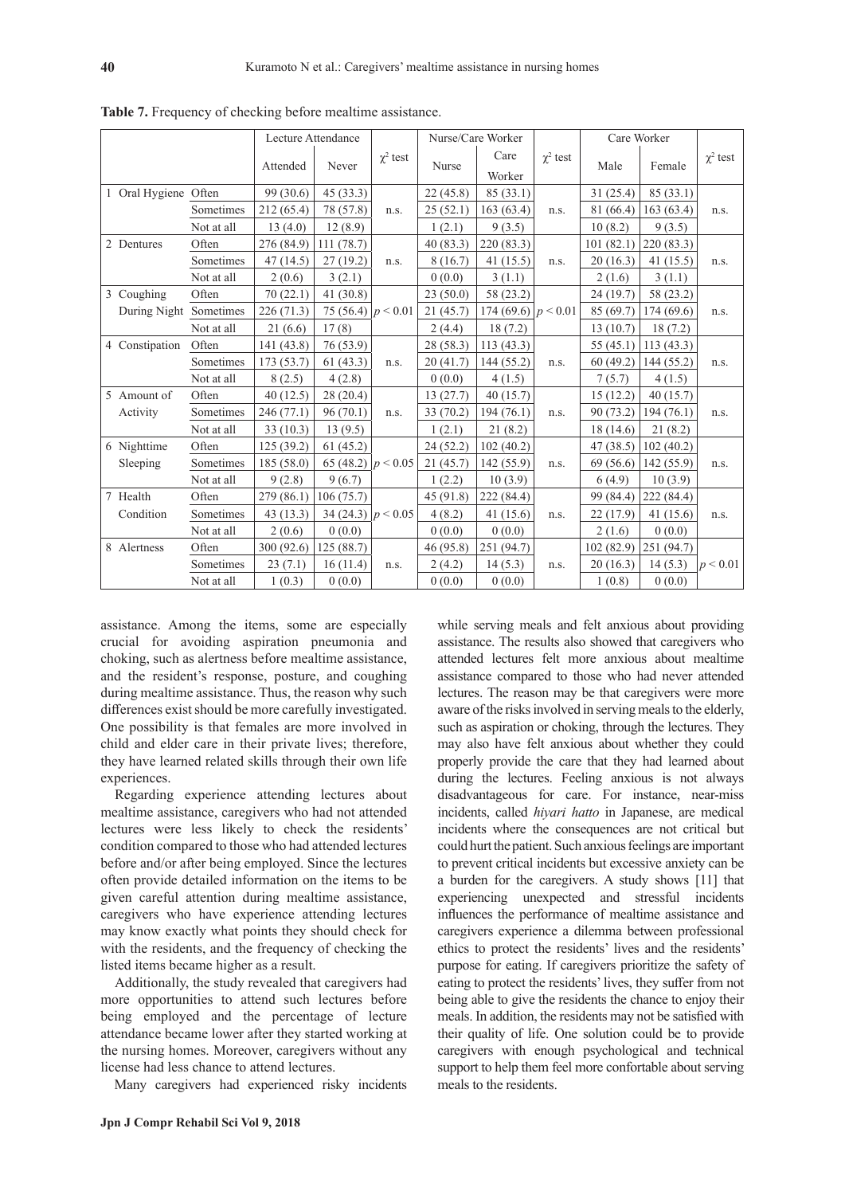**Table 7.** Frequency of checking before mealtime assistance.

| | | Lecture Attendance | | $\chi^2$ test | Nurse/Care Worker | | $\chi^2$ test | Care Worker | | $\chi^2$ test |
|---|---|---|---|---|---|---|---|---|---|---|
| | | Attended | Never | | Nurse | Care Worker | | Male | Female | |
| 1 Oral Hygiene | Often | 99 (30.6) | 45 (33.3) | n.s. | 22 (45.8) | 85 (33.1) | n.s. | 31 (25.4) | 85 (33.1) | n.s. |
| | Sometimes | 212 (65.4) | 78 (57.8) | | 25 (52.1) | 163 (63.4) | | 81 (66.4) | 163 (63.4) | |
| | Not at all | 13 (4.0) | 12 (8.9) | | 1 (2.1) | 9 (3.5) | | 10 (8.2) | 9 (3.5) | |
| 2 Dentures | Often | 276 (84.9) | 111 (78.7) | n.s. | 40 (83.3) | 220 (83.3) | n.s. | 101 (82.1) | 220 (83.3) | n.s. |
| | Sometimes | 47 (14.5) | 27 (19.2) | | 8 (16.7) | 41 (15.5) | | 20 (16.3) | 41 (15.5) | |
| | Not at all | 2 (0.6) | 3 (2.1) | | 0 (0.0) | 3 (1.1) | | 2 (1.6) | 3 (1.1) | |
| 3 Coughing During Night | Often | 70 (22.1) | 41 (30.8) | $p < 0.01$ | 23 (50.0) | 58 (23.2) | $p < 0.01$ | 24 (19.7) | 58 (23.2) | n.s. |
| | Sometimes | 226 (71.3) | 75 (56.4) | | 21 (45.7) | 174 (69.6) | | 85 (69.7) | 174 (69.6) | |
| | Not at all | 21 (6.6) | 17 (8) | | 2 (4.4) | 18 (7.2) | | 13 (10.7) | 18 (7.2) | |
| 4 Constipation | Often | 141 (43.8) | 76 (53.9) | n.s. | 28 (58.3) | 113 (43.3) | n.s. | 55 (45.1) | 113 (43.3) | n.s. |
| | Sometimes | 173 (53.7) | 61 (43.3) | | 20 (41.7) | 144 (55.2) | | 60 (49.2) | 144 (55.2) | |
| | Not at all | 8 (2.5) | 4 (2.8) | | 0 (0.0) | 4 (1.5) | | 7 (5.7) | 4 (1.5) | |
| 5 Amount of Activity | Often | 40 (12.5) | 28 (20.4) | n.s. | 13 (27.7) | 40 (15.7) | n.s. | 15 (12.2) | 40 (15.7) | n.s. |
| | Sometimes | 246 (77.1) | 96 (70.1) | | 33 (70.2) | 194 (76.1) | | 90 (73.2) | 194 (76.1) | |
| | Not at all | 33 (10.3) | 13 (9.5) | | 1 (2.1) | 21 (8.2) | | 18 (14.6) | 21 (8.2) | |
| 6 Nighttime Sleeping | Often | 125 (39.2) | 61 (45.2) | $p < 0.05$ | 24 (52.2) | 102 (40.2) | n.s. | 47 (38.5) | 102 (40.2) | n.s. |
| | Sometimes | 185 (58.0) | 65 (48.2) | | 21 (45.7) | 142 (55.9) | | 69 (56.6) | 142 (55.9) | |
| | Not at all | 9 (2.8) | 9 (6.7) | | 1 (2.2) | 10 (3.9) | | 6 (4.9) | 10 (3.9) | |
| 7 Health Condition | Often | 279 (86.1) | 106 (75.7) | $p < 0.05$ | 45 (91.8) | 222 (84.4) | n.s. | 99 (84.4) | 222 (84.4) | n.s. |
| | Sometimes | 43 (13.3) | 34 (24.3) | | 4 (8.2) | 41 (15.6) | | 22 (17.9) | 41 (15.6) | |
| | Not at all | 2 (0.6) | 0 (0.0) | | 0 (0.0) | 0 (0.0) | | 2 (1.6) | 0 (0.0) | |
| 8 Alertness | Often | 300 (92.6) | 125 (88.7) | n.s. | 46 (95.8) | 251 (94.7) | n.s. | 102 (82.9) | 251 (94.7) | $p < 0.01$ |
| | Sometimes | 23 (7.1) | 16 (11.4) | | 2 (4.2) | 14 (5.3) | | 20 (16.3) | 14 (5.3) | |
| | Not at all | 1 (0.3) | 0 (0.0) | | 0 (0.0) | 0 (0.0) | | 1 (0.8) | 0 (0.0) | |

assistance. Among the items, some are especially crucial for avoiding aspiration pneumonia and choking, such as alertness before mealtime assistance, and the resident's response, posture, and coughing during mealtime assistance. Thus, the reason why such differences exist should be more carefully investigated. One possibility is that females are more involved in child and elder care in their private lives; therefore, they have learned related skills through their own life experiences.

Regarding experience attending lectures about mealtime assistance, caregivers who had not attended lectures were less likely to check the residents' condition compared to those who had attended lectures before and/or after being employed. Since the lectures often provide detailed information on the items to be given careful attention during mealtime assistance, caregivers who have experience attending lectures may know exactly what points they should check for with the residents, and the frequency of checking the listed items became higher as a result.

Additionally, the study revealed that caregivers had more opportunities to attend such lectures before being employed and the percentage of lecture attendance became lower after they started working at the nursing homes. Moreover, caregivers without any license had less chance to attend lectures.

Many caregivers had experienced risky incidents while serving meals and felt anxious about providing assistance. The results also showed that caregivers who attended lectures felt more anxious about mealtime assistance compared to those who had never attended lectures. The reason may be that caregivers were more aware of the risks involved in serving meals to the elderly, such as aspiration or choking, through the lectures. They may also have felt anxious about whether they could properly provide the care that they had learned about during the lectures. Feeling anxious is not always disadvantageous for care. For instance, near-miss incidents, called *hiyari hatto* in Japanese, are medical incidents where the consequences are not critical but could hurt the patient. Such anxious feelings are important to prevent critical incidents but excessive anxiety can be a burden for the caregivers. A study shows [11] that experiencing unexpected and stressful incidents influences the performance of mealtime assistance and caregivers experience a dilemma between professional ethics to protect the residents' lives and the residents' purpose for eating. If caregivers prioritize the safety of eating to protect the residents' lives, they suffer from not being able to give the residents the chance to enjoy their meals. In addition, the residents may not be satisfied with their quality of life. One solution could be to provide caregivers with enough psychological and technical support to help them feel more confortable about serving meals to the residents.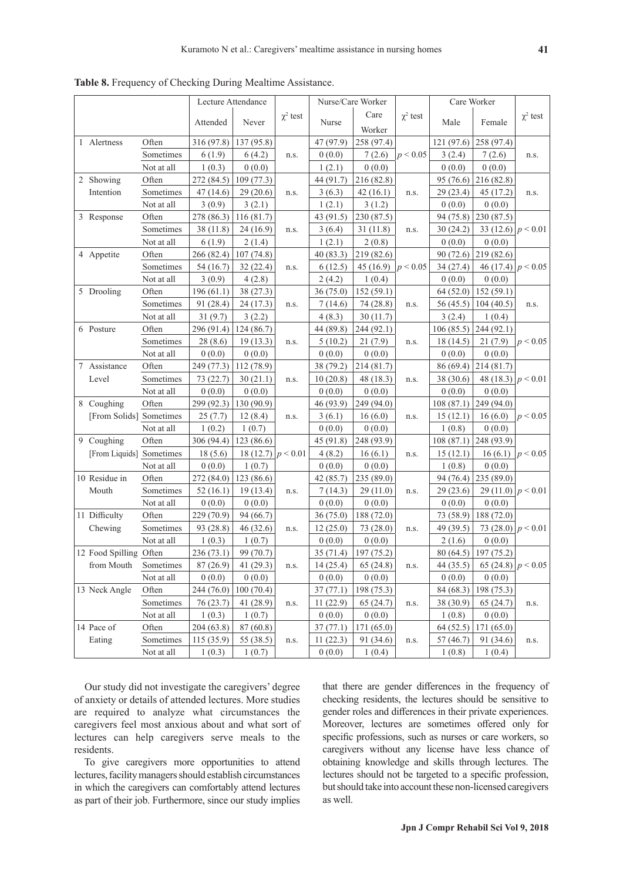**Table 8.** Frequency of Checking During Mealtime Assistance.

| | | Lecture Attendance | | $\chi^2$ test | Nurse/Care Worker | | $\chi^2$ test | Care Worker | | $\chi^2$ test |
|---|---|---|---|---|---|---|---|---|---|---|
| | | Attended | Never | | Nurse | Care Worker | | Male | Female | |
| 1 Alertness | Often | 316 (97.8) | 137 (95.8) | n.s. | 47 (97.9) | 258 (97.4) | $p < 0.05$ | 121 (97.6) | 258 (97.4) | n.s. |
| | Sometimes | 6 (1.9) | 6 (4.2) | | 0 (0.0) | 7 (2.6) | | 3 (2.4) | 7 (2.6) | |
| | Not at all | 1 (0.3) | 0 (0.0) | | 1 (2.1) | 0 (0.0) | | 0 (0.0) | 0 (0.0) | |
| 2 Showing Intention | Often | 272 (84.5) | 109 (77.3) | n.s. | 44 (91.7) | 216 (82.8) | n.s. | 95 (76.6) | 216 (82.8) | n.s. |
| | Sometimes | 47 (14.6) | 29 (20.6) | | 3 (6.3) | 42 (16.1) | | 29 (23.4) | 45 (17.2) | |
| | Not at all | 3 (0.9) | 3 (2.1) | | 1 (2.1) | 3 (1.2) | | 0 (0.0) | 0 (0.0) | |
| 3 Response | Often | 278 (86.3) | 116 (81.7) | n.s. | 43 (91.5) | 230 (87.5) | n.s. | 94 (75.8) | 230 (87.5) | $p < 0.01$ |
| | Sometimes | 38 (11.8) | 24 (16.9) | | 3 (6.4) | 31 (11.8) | | 30 (24.2) | 33 (12.6) | |
| | Not at all | 6 (1.9) | 2 (1.4) | | 1 (2.1) | 2 (0.8) | | 0 (0.0) | 0 (0.0) | |
| 4 Appetite | Often | 266 (82.4) | 107 (74.8) | n.s. | 40 (83.3) | 219 (82.6) | $p < 0.05$ | 90 (72.6) | 219 (82.6) | $p < 0.05$ |
| | Sometimes | 54 (16.7) | 32 (22.4) | | 6 (12.5) | 45 (16.9) | | 34 (27.4) | 46 (17.4) | |
| | Not at all | 3 (0.9) | 4 (2.8) | | 2 (4.2) | 1 (0.4) | | 0 (0.0) | 0 (0.0) | |
| 5 Drooling | Often | 196 (61.1) | 38 (27.3) | n.s. | 36 (75.0) | 152 (59.1) | n.s. | 64 (52.0) | 152 (59.1) | n.s. |
| | Sometimes | 91 (28.4) | 24 (17.3) | | 7 (14.6) | 74 (28.8) | | 56 (45.5) | 104 (40.5) | |
| | Not at all | 31 (9.7) | 3 (2.2) | | 4 (8.3) | 30 (11.7) | | 3 (2.4) | 1 (0.4) | |
| 6 Posture | Often | 296 (91.4) | 124 (86.7) | n.s. | 44 (89.8) | 244 (92.1) | n.s. | 106 (85.5) | 244 (92.1) | $p < 0.05$ |
| | Sometimes | 28 (8.6) | 19 (13.3) | | 5 (10.2) | 21 (7.9) | | 18 (14.5) | 21 (7.9) | |
| | Not at all | 0 (0.0) | 0 (0.0) | | 0 (0.0) | 0 (0.0) | | 0 (0.0) | 0 (0.0) | |
| 7 Assistance Level | Often | 249 (77.3) | 112 (78.9) | n.s. | 38 (79.2) | 214 (81.7) | n.s. | 86 (69.4) | 214 (81.7) | $p < 0.01$ |
| | Sometimes | 73 (22.7) | 30 (21.1) | | 10 (20.8) | 48 (18.3) | | 38 (30.6) | 48 (18.3) | |
| | Not at all | 0 (0.0) | 0 (0.0) | | 0 (0.0) | 0 (0.0) | | 0 (0.0) | 0 (0.0) | |
| 8 Coughing [From Solids] | Often | 299 (92.3) | 130 (90.9) | n.s. | 46 (93.9) | 249 (94.0) | n.s. | 108 (87.1) | 249 (94.0) | $p < 0.05$ |
| | Sometimes | 25 (7.7) | 12 (8.4) | | 3 (6.1) | 16 (6.0) | | 15 (12.1) | 16 (6.0) | |
| | Not at all | 1 (0.2) | 1 (0.7) | | 0 (0.0) | 0 (0.0) | | 1 (0.8) | 0 (0.0) | |
| 9 Coughing [From Liquids] | Often | 306 (94.4) | 123 (86.6) | $p < 0.01$ | 45 (91.8) | 248 (93.9) | n.s. | 108 (87.1) | 248 (93.9) | $p < 0.05$ |
| | Sometimes | 18 (5.6) | 18 (12.7) | | 4 (8.2) | 16 (6.1) | | 15 (12.1) | 16 (6.1) | |
| | Not at all | 0 (0.0) | 1 (0.7) | | 0 (0.0) | 0 (0.0) | | 1 (0.8) | 0 (0.0) | |
| 10 Residue in Mouth | Often | 272 (84.0) | 123 (86.6) | n.s. | 42 (85.7) | 235 (89.0) | n.s. | 94 (76.4) | 235 (89.0) | $p < 0.01$ |
| | Sometimes | 52 (16.1) | 19 (13.4) | | 7 (14.3) | 29 (11.0) | | 29 (23.6) | 29 (11.0) | |
| | Not at all | 0 (0.0) | 0 (0.0) | | 0 (0.0) | 0 (0.0) | | 0 (0.0) | 0 (0.0) | |
| 11 Difficulty Chewing | Often | 229 (70.9) | 94 (66.7) | n.s. | 36 (75.0) | 188 (72.0) | n.s. | 73 (58.9) | 188 (72.0) | $p < 0.01$ |
| | Sometimes | 93 (28.8) | 46 (32.6) | | 12 (25.0) | 73 (28.0) | | 49 (39.5) | 73 (28.0) | |
| | Not at all | 1 (0.3) | 1 (0.7) | | 0 (0.0) | 0 (0.0) | | 2 (1.6) | 0 (0.0) | |
| 12 Food Spilling from Mouth | Often | 236 (73.1) | 99 (70.7) | n.s. | 35 (71.4) | 197 (75.2) | n.s. | 80 (64.5) | 197 (75.2) | $p < 0.05$ |
| | Sometimes | 87 (26.9) | 41 (29.3) | | 14 (25.4) | 65 (24.8) | | 44 (35.5) | 65 (24.8) | |
| | Not at all | 0 (0.0) | 0 (0.0) | | 0 (0.0) | 0 (0.0) | | 0 (0.0) | 0 (0.0) | |
| 13 Neck Angle | Often | 244 (76.0) | 100 (70.4) | n.s. | 37 (77.1) | 198 (75.3) | n.s. | 84 (68.3) | 198 (75.3) | n.s. |
| | Sometimes | 76 (23.7) | 41 (28.9) | | 11 (22.9) | 65 (24.7) | | 38 (30.9) | 65 (24.7) | |
| | Not at all | 1 (0.3) | 1 (0.7) | | 0 (0.0) | 0 (0.0) | | 1 (0.8) | 0 (0.0) | |
| 14 Pace of Eating | Often | 204 (63.8) | 87 (60.8) | n.s. | 37 (77.1) | 171 (65.0) | n.s. | 64 (52.5) | 171 (65.0) | n.s. |
| | Sometimes | 115 (35.9) | 55 (38.5) | | 11 (22.3) | 91 (34.6) | | 57 (46.7) | 91 (34.6) | |
| | Not at all | 1 (0.3) | 1 (0.7) | | 0 (0.0) | 1 (0.4) | | 1 (0.8) | 1 (0.4) | |

Our study did not investigate the caregivers' degree of anxiety or details of attended lectures. More studies are required to analyze what circumstances the caregivers feel most anxious about and what sort of lectures can help caregivers serve meals to the residents.

To give caregivers more opportunities to attend lectures, facility managers should establish circumstances in which the caregivers can comfortably attend lectures as part of their job. Furthermore, since our study implies that there are gender differences in the frequency of checking residents, the lectures should be sensitive to gender roles and differences in their private experiences. Moreover, lectures are sometimes offered only for specific professions, such as nurses or care workers, so caregivers without any license have less chance of obtaining knowledge and skills through lectures. The lectures should not be targeted to a specific profession, but should take into account these non-licensed caregivers as well.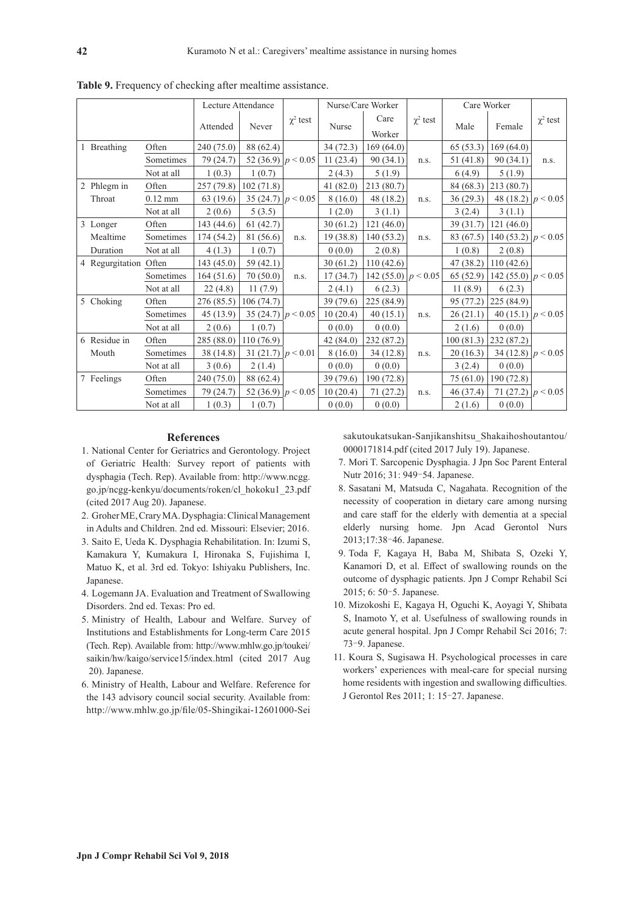**Table 9.** Frequency of checking after mealtime assistance.

| | | Lecture Attendance | | | Nurse/Care Worker | | | Care Worker | | |
|---|---|---|---|---|---|---|---|---|---|---|
| | | Attended | Never | $\chi^2$ test | Nurse | Care Worker | $\chi^2$ test | Male | Female | $\chi^2$ test |
| 1 Breathing | Often | 240 (75.0) | 88 (62.4) | | 34 (72.3) | 169 (64.0) | | 65 (53.3) | 169 (64.0) | |
| | Sometimes | 79 (24.7) | 52 (36.9) | $p < 0.05$ | 11 (23.4) | 90 (34.1) | n.s. | 51 (41.8) | 90 (34.1) | n.s. |
| | Not at all | 1 (0.3) | 1 (0.7) | | 2 (4.3) | 5 (1.9) | | 6 (4.9) | 5 (1.9) | |
| 2 Phlegm in Throat | Often | 257 (79.8) | 102 (71.8) | | 41 (82.0) | 213 (80.7) | | 84 (68.3) | 213 (80.7) | |
| | 0.12 mm | 63 (19.6) | 35 (24.7) | $p < 0.05$ | 8 (16.0) | 48 (18.2) | n.s. | 36 (29.3) | 48 (18.2) | $p < 0.05$ |
| | Not at all | 2 (0.6) | 5 (3.5) | | 1 (2.0) | 3 (1.1) | | 3 (2.4) | 3 (1.1) | |
| 3 Longer Mealtime Duration | Often | 143 (44.6) | 61 (42.7) | | 30 (61.2) | 121 (46.0) | | 39 (31.7) | 121 (46.0) | |
| | Sometimes | 174 (54.2) | 81 (56.6) | n.s. | 19 (38.8) | 140 (53.2) | n.s. | 83 (67.5) | 140 (53.2) | $p < 0.05$ |
| | Not at all | 4 (1.3) | 1 (0.7) | | 0 (0.0) | 2 (0.8) | | 1 (0.8) | 2 (0.8) | |
| 4 Regurgitation | Often | 143 (45.0) | 59 (42.1) | | 30 (61.2) | 110 (42.6) | | 47 (38.2) | 110 (42.6) | |
| | Sometimes | 164 (51.6) | 70 (50.0) | n.s. | 17 (34.7) | 142 (55.0) | $p < 0.05$ | 65 (52.9) | 142 (55.0) | $p < 0.05$ |
| | Not at all | 22 (4.8) | 11 (7.9) | | 2 (4.1) | 6 (2.3) | | 11 (8.9) | 6 (2.3) | |
| 5 Choking | Often | 276 (85.5) | 106 (74.7) | | 39 (79.6) | 225 (84.9) | | 95 (77.2) | 225 (84.9) | |
| | Sometimes | 45 (13.9) | 35 (24.7) | $p < 0.05$ | 10 (20.4) | 40 (15.1) | n.s. | 26 (21.1) | 40 (15.1) | $p < 0.05$ |
| | Not at all | 2 (0.6) | 1 (0.7) | | 0 (0.0) | 0 (0.0) | | 2 (1.6) | 0 (0.0) | |
| 6 Residue in Mouth | Often | 285 (88.0) | 110 (76.9) | | 42 (84.0) | 232 (87.2) | | 100 (81.3) | 232 (87.2) | |
| | Sometimes | 38 (14.8) | 31 (21.7) | $p < 0.01$ | 8 (16.0) | 34 (12.8) | n.s. | 20 (16.3) | 34 (12.8) | $p < 0.05$ |
| | Not at all | 3 (0.6) | 2 (1.4) | | 0 (0.0) | 0 (0.0) | | 3 (2.4) | 0 (0.0) | |
| 7 Feelings | Often | 240 (75.0) | 88 (62.4) | | 39 (79.6) | 190 (72.8) | | 75 (61.0) | 190 (72.8) | |
| | Sometimes | 79 (24.7) | 52 (36.9) | $p < 0.05$ | 10 (20.4) | 71 (27.2) | n.s. | 46 (37.4) | 71 (27.2) | $p < 0.05$ |
| | Not at all | 1 (0.3) | 1 (0.7) | | 0 (0.0) | 0 (0.0) | | 2 (1.6) | 0 (0.0) | |

## References

1. National Center for Geriatrics and Gerontology. Project of Geriatric Health: Survey report of patients with dysphagia (Tech. Rep). Available from: http://www.ncgg.go.jp/ncgg-kenkyu/documents/roken/cl_hokoku1_23.pdf (cited 2017 Aug 20). Japanese.
2. Groher ME, Crary MA. Dysphagia: Clinical Management in Adults and Children. 2nd ed. Missouri: Elsevier; 2016.
3. Saito E, Ueda K. Dysphagia Rehabilitation. In: Izumi S, Kamakura Y, Kumakura I, Hironaka S, Fujishima I, Matuo K, et al. 3rd ed. Tokyo: Ishiyaku Publishers, Inc. Japanese.
4. Logemann JA. Evaluation and Treatment of Swallowing Disorders. 2nd ed. Texas: Pro ed.
5. Ministry of Health, Labour and Welfare. Survey of Institutions and Establishments for Long-term Care 2015 (Tech. Rep). Available from: http://www.mhlw.go.jp/toukei/saikin/hw/kaigo/service15/index.html (cited 2017 Aug 20). Japanese.
6. Ministry of Health, Labour and Welfare. Reference for the 143 advisory council social security. Available from: http://www.mhlw.go.jp/file/05-Shingikai-12601000-Seisakutoukatsukan-Sanjikanshitsu_Shakaihoshoutantou/0000171814.pdf (cited 2017 July 19). Japanese.
7. Mori T. Sarcopenic Dysphagia. J Jpn Soc Parent Enteral Nutr 2016; 31: 949‒54. Japanese.
8. Sasatani M, Matsuda C, Nagahata. Recognition of the necessity of cooperation in dietary care among nursing and care staff for the elderly with dementia at a special elderly nursing home. Jpn Acad Gerontol Nurs 2013;17:38‒46. Japanese.
9. Toda F, Kagaya H, Baba M, Shibata S, Ozeki Y, Kanamori D, et al. Effect of swallowing rounds on the outcome of dysphagic patients. Jpn J Compr Rehabil Sci 2015; 6: 50‒5. Japanese.
10. Mizokoshi E, Kagaya H, Oguchi K, Aoyagi Y, Shibata S, Inamoto Y, et al. Usefulness of swallowing rounds in acute general hospital. Jpn J Compr Rehabil Sci 2016; 7: 73‒9. Japanese.
11. Koura S, Sugisawa H. Psychological processes in care workers' experiences with meal-care for special nursing home residents with ingestion and swallowing difficulties. J Gerontol Res 2011; 1: 15‒27. Japanese.